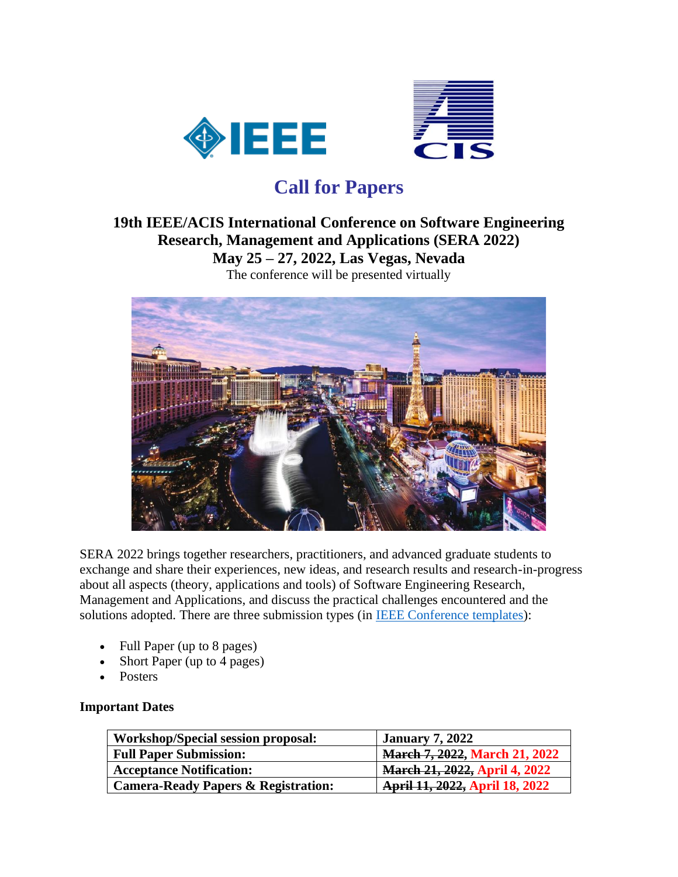# Call for Papers

## 19th IEEE/ACIS International Conference on Software Engineering Research, Management and Applications (SERA 2022)

## May 25 – 27, 2022, Las Vegas, Nevada

The conference will be presented virtually

SERA 2022 brings together researchers, practitioners, and advanced graduate students to exchange and share their experiences, new ideas, and research results and research-in-progress about all aspects (theory, applications and tools) of Software Engineering Research, Management and Applications, and discuss the practical challenges encountered and the solutions adopted. There are three submission types (in IEEE Conference templates):

- Full Paper (up to 8 pages)
- Short Paper (up to 4 pages)
- Posters

**Important Dates**

| Workshop/Special session proposal: | January 7, 2022 |
|---|---|
| **Full Paper Submission:** | ~~March 7, 2022~~, March 21, 2022 |
| **Acceptance Notification:** | ~~March 21, 2022~~, April 4, 2022 |
| **Camera-Ready Papers & Registration:** | ~~April 11, 2022~~, April 18, 2022 |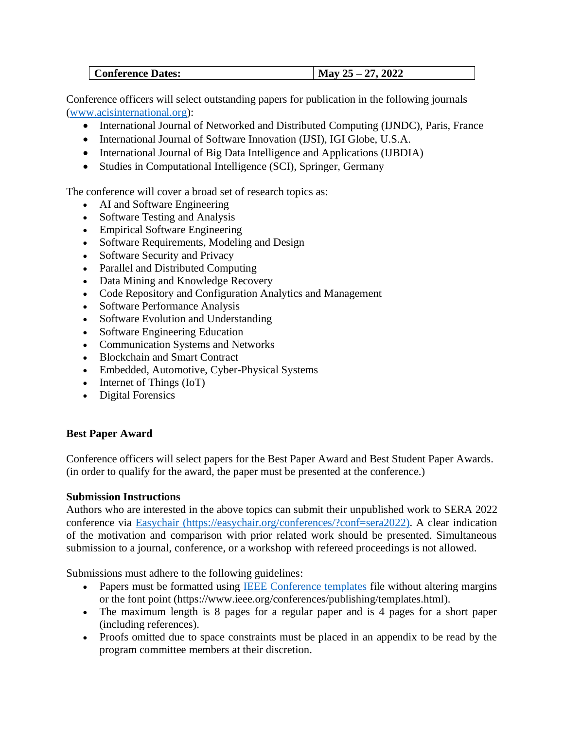| **Conference Dates:** | **May 25 – 27, 2022** |
| --- | --- |

Conference officers will select outstanding papers for publication in the following journals (www.acisinternational.org):

- International Journal of Networked and Distributed Computing (IJNDC), Paris, France
- International Journal of Software Innovation (IJSI), IGI Globe, U.S.A.
- International Journal of Big Data Intelligence and Applications (IJBDIA)
- Studies in Computational Intelligence (SCI), Springer, Germany

The conference will cover a broad set of research topics as:

- AI and Software Engineering
- Software Testing and Analysis
- Empirical Software Engineering
- Software Requirements, Modeling and Design
- Software Security and Privacy
- Parallel and Distributed Computing
- Data Mining and Knowledge Recovery
- Code Repository and Configuration Analytics and Management
- Software Performance Analysis
- Software Evolution and Understanding
- Software Engineering Education
- Communication Systems and Networks
- Blockchain and Smart Contract
- Embedded, Automotive, Cyber-Physical Systems
- Internet of Things (IoT)
- Digital Forensics

**Best Paper Award**

Conference officers will select papers for the Best Paper Award and Best Student Paper Awards. (in order to qualify for the award, the paper must be presented at the conference.)

**Submission Instructions**

Authors who are interested in the above topics can submit their unpublished work to SERA 2022 conference via Easychair (https://easychair.org/conferences/?conf=sera2022). A clear indication of the motivation and comparison with prior related work should be presented. Simultaneous submission to a journal, conference, or a workshop with refereed proceedings is not allowed.

Submissions must adhere to the following guidelines:

- Papers must be formatted using IEEE Conference templates file without altering margins or the font point (https://www.ieee.org/conferences/publishing/templates.html).
- The maximum length is 8 pages for a regular paper and is 4 pages for a short paper (including references).
- Proofs omitted due to space constraints must be placed in an appendix to be read by the program committee members at their discretion.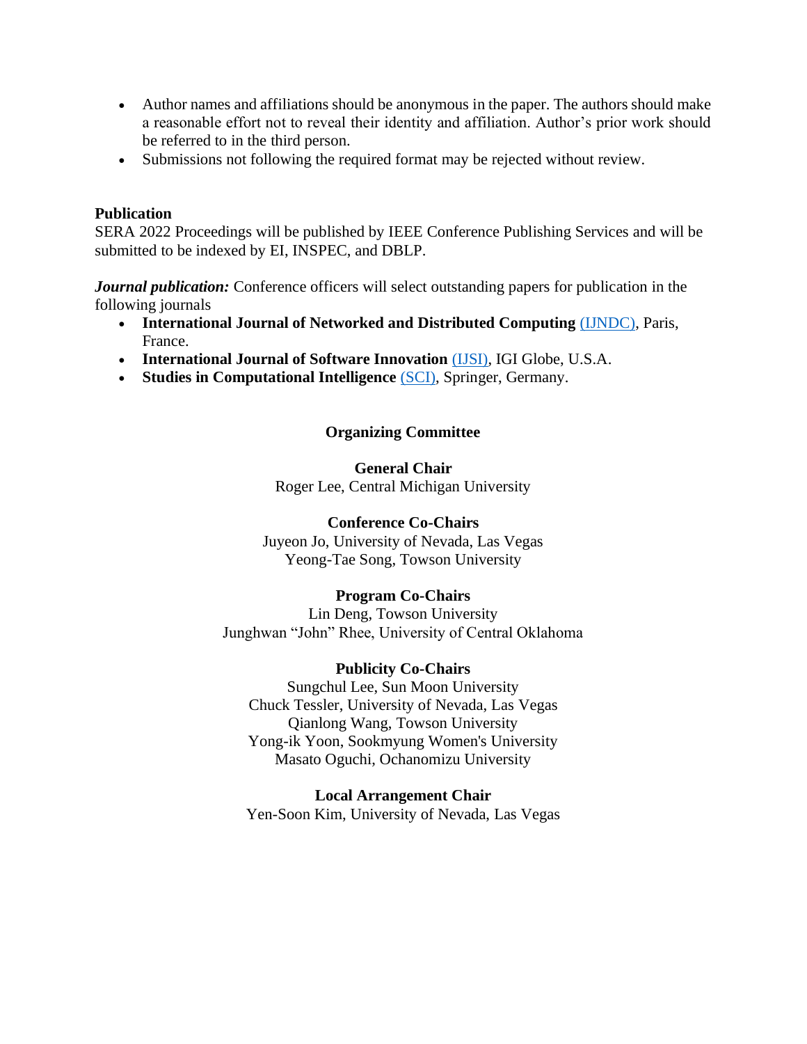- Author names and affiliations should be anonymous in the paper. The authors should make a reasonable effort not to reveal their identity and affiliation. Author's prior work should be referred to in the third person.
- Submissions not following the required format may be rejected without review.

**Publication**

SERA 2022 Proceedings will be published by IEEE Conference Publishing Services and will be submitted to be indexed by EI, INSPEC, and DBLP.

***Journal publication:*** Conference officers will select outstanding papers for publication in the following journals

- **International Journal of Networked and Distributed Computing** (IJNDC), Paris, France.
- **International Journal of Software Innovation** (IJSI), IGI Globe, U.S.A.
- **Studies in Computational Intelligence** (SCI), Springer, Germany.

**Organizing Committee**

**General Chair**

Roger Lee, Central Michigan University

**Conference Co-Chairs**

Juyeon Jo, University of Nevada, Las Vegas

Yeong-Tae Song, Towson University

**Program Co-Chairs**

Lin Deng, Towson University

Junghwan "John" Rhee, University of Central Oklahoma

**Publicity Co-Chairs**

Sungchul Lee, Sun Moon University

Chuck Tessler, University of Nevada, Las Vegas

Qianlong Wang, Towson University

Yong-ik Yoon, Sookmyung Women's University

Masato Oguchi, Ochanomizu University

**Local Arrangement Chair**

Yen-Soon Kim, University of Nevada, Las Vegas